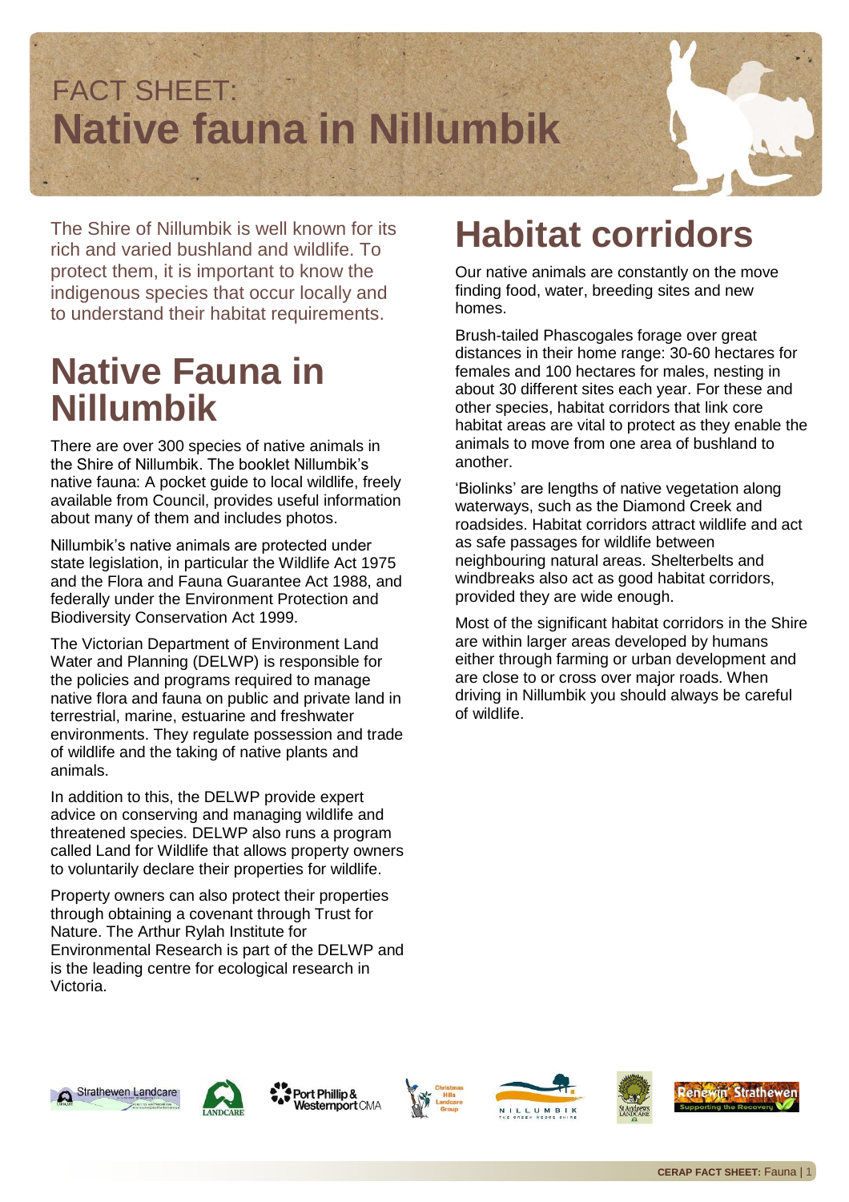# FACT SHEET: **Native fauna in Nillumbik**

The Shire of Nillumbik is well known for its rich and varied bushland and wildlife. To protect them, it is important to know the indigenous species that occur locally and to understand their habitat requirements.

## Native Fauna in Nillumbik

There are over 300 species of native animals in the Shire of Nillumbik. The booklet Nillumbik's native fauna: A pocket guide to local wildlife, freely available from Council, provides useful information about many of them and includes photos.

Nillumbik's native animals are protected under state legislation, in particular the Wildlife Act 1975 and the Flora and Fauna Guarantee Act 1988, and federally under the Environment Protection and Biodiversity Conservation Act 1999.

The Victorian Department of Environment Land Water and Planning (DELWP) is responsible for the policies and programs required to manage native flora and fauna on public and private land in terrestrial, marine, estuarine and freshwater environments. They regulate possession and trade of wildlife and the taking of native plants and animals.

In addition to this, the DELWP provide expert advice on conserving and managing wildlife and threatened species. DELWP also runs a program called Land for Wildlife that allows property owners to voluntarily declare their properties for wildlife.

Property owners can also protect their properties through obtaining a covenant through Trust for Nature. The Arthur Rylah Institute for Environmental Research is part of the DELWP and is the leading centre for ecological research in Victoria.

## Habitat corridors

Our native animals are constantly on the move finding food, water, breeding sites and new homes.

Brush-tailed Phascogales forage over great distances in their home range: 30-60 hectares for females and 100 hectares for males, nesting in about 30 different sites each year. For these and other species, habitat corridors that link core habitat areas are vital to protect as they enable the animals to move from one area of bushland to another.

'Biolinks' are lengths of native vegetation along waterways, such as the Diamond Creek and roadsides. Habitat corridors attract wildlife and act as safe passages for wildlife between neighbouring natural areas. Shelterbelts and windbreaks also act as good habitat corridors, provided they are wide enough.

Most of the significant habitat corridors in the Shire are within larger areas developed by humans either through farming or urban development and are close to or cross over major roads. When driving in Nillumbik you should always be careful of wildlife.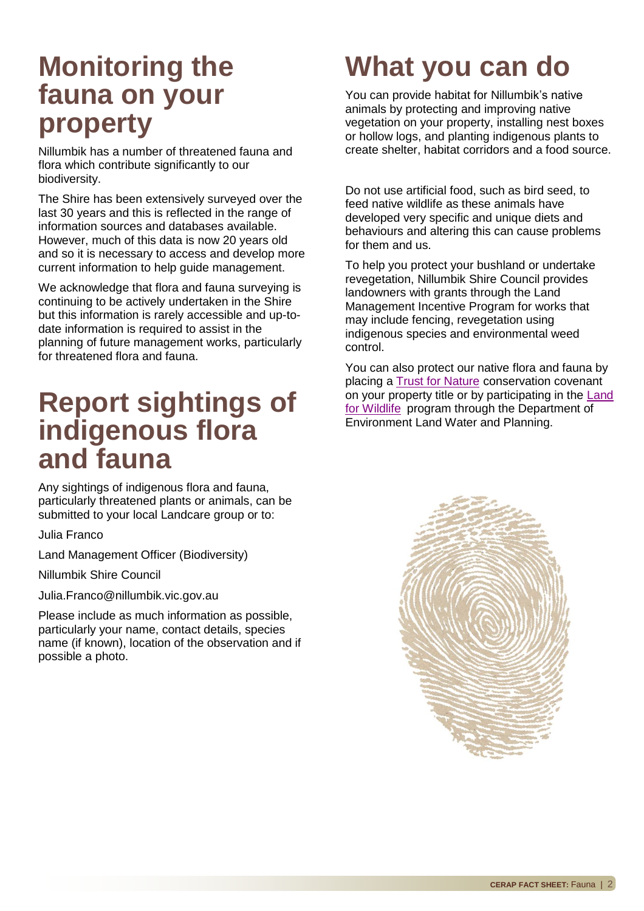# Monitoring the fauna on your property

Nillumbik has a number of threatened fauna and flora which contribute significantly to our biodiversity.

The Shire has been extensively surveyed over the last 30 years and this is reflected in the range of information sources and databases available. However, much of this data is now 20 years old and so it is necessary to access and develop more current information to help guide management.

We acknowledge that flora and fauna surveying is continuing to be actively undertaken in the Shire but this information is rarely accessible and up-to-date information is required to assist in the planning of future management works, particularly for threatened flora and fauna.

# Report sightings of indigenous flora and fauna

Any sightings of indigenous flora and fauna, particularly threatened plants or animals, can be submitted to your local Landcare group or to:

Julia Franco

Land Management Officer (Biodiversity)

Nillumbik Shire Council

Julia.Franco@nillumbik.vic.gov.au

Please include as much information as possible, particularly your name, contact details, species name (if known), location of the observation and if possible a photo.

# What you can do

You can provide habitat for Nillumbik's native animals by protecting and improving native vegetation on your property, installing nest boxes or hollow logs, and planting indigenous plants to create shelter, habitat corridors and a food source.

Do not use artificial food, such as bird seed, to feed native wildlife as these animals have developed very specific and unique diets and behaviours and altering this can cause problems for them and us.

To help you protect your bushland or undertake revegetation, Nillumbik Shire Council provides landowners with grants through the Land Management Incentive Program for works that may include fencing, revegetation using indigenous species and environmental weed control.

You can also protect our native flora and fauna by placing a Trust for Nature conservation covenant on your property title or by participating in the Land for Wildlife program through the Department of Environment Land Water and Planning.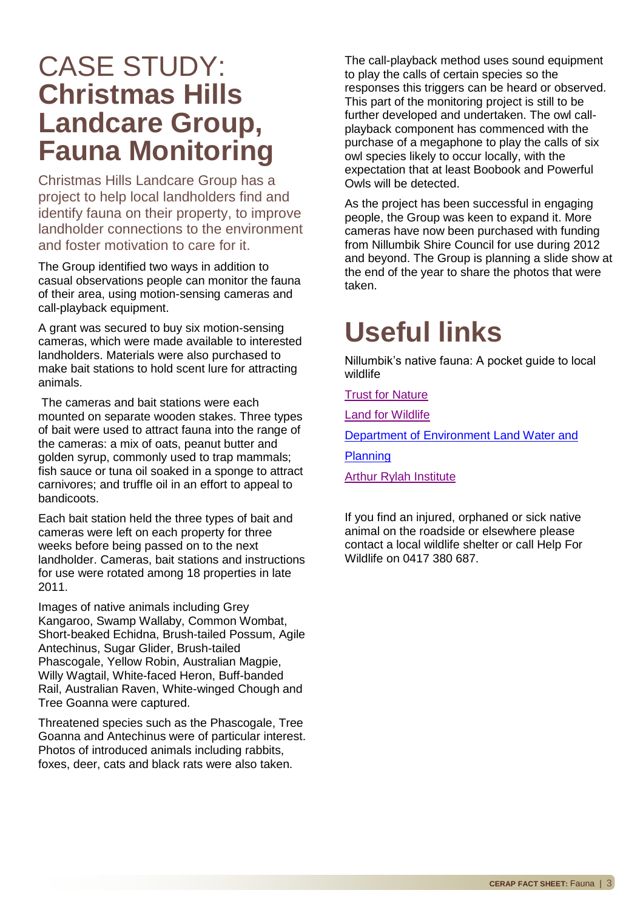# CASE STUDY: **Christmas Hills Landcare Group, Fauna Monitoring**

Christmas Hills Landcare Group has a project to help local landholders find and identify fauna on their property, to improve landholder connections to the environment and foster motivation to care for it.

The Group identified two ways in addition to casual observations people can monitor the fauna of their area, using motion-sensing cameras and call-playback equipment.

A grant was secured to buy six motion-sensing cameras, which were made available to interested landholders. Materials were also purchased to make bait stations to hold scent lure for attracting animals.

The cameras and bait stations were each mounted on separate wooden stakes. Three types of bait were used to attract fauna into the range of the cameras: a mix of oats, peanut butter and golden syrup, commonly used to trap mammals; fish sauce or tuna oil soaked in a sponge to attract carnivores; and truffle oil in an effort to appeal to bandicoots.

Each bait station held the three types of bait and cameras were left on each property for three weeks before being passed on to the next landholder. Cameras, bait stations and instructions for use were rotated among 18 properties in late 2011.

Images of native animals including Grey Kangaroo, Swamp Wallaby, Common Wombat, Short-beaked Echidna, Brush-tailed Possum, Agile Antechinus, Sugar Glider, Brush-tailed Phascogale, Yellow Robin, Australian Magpie, Willy Wagtail, White-faced Heron, Buff-banded Rail, Australian Raven, White-winged Chough and Tree Goanna were captured.

Threatened species such as the Phascogale, Tree Goanna and Antechinus were of particular interest. Photos of introduced animals including rabbits, foxes, deer, cats and black rats were also taken.

The call-playback method uses sound equipment to play the calls of certain species so the responses this triggers can be heard or observed. This part of the monitoring project is still to be further developed and undertaken. The owl call-playback component has commenced with the purchase of a megaphone to play the calls of six owl species likely to occur locally, with the expectation that at least Boobook and Powerful Owls will be detected.

As the project has been successful in engaging people, the Group was keen to expand it. More cameras have now been purchased with funding from Nillumbik Shire Council for use during 2012 and beyond. The Group is planning a slide show at the end of the year to share the photos that were taken.

# Useful links

Nillumbik's native fauna: A pocket guide to local wildlife

Trust for Nature

Land for Wildlife

Department of Environment Land Water and Planning

Arthur Rylah Institute

If you find an injured, orphaned or sick native animal on the roadside or elsewhere please contact a local wildlife shelter or call Help For Wildlife on 0417 380 687.